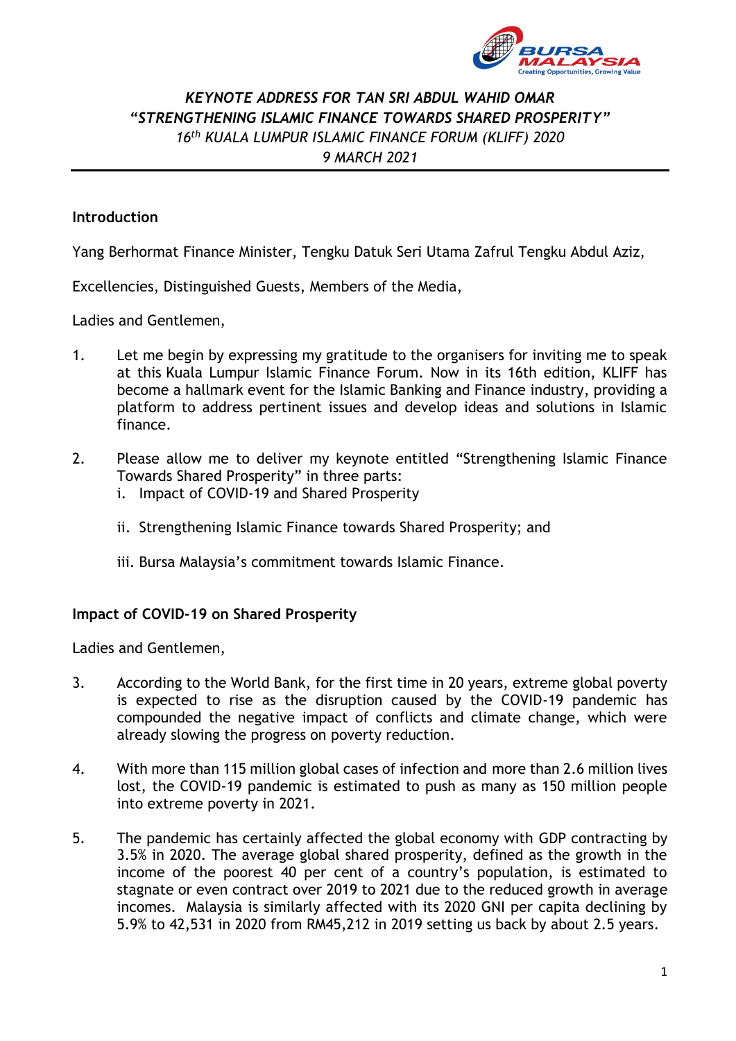*KEYNOTE ADDRESS FOR TAN SRI ABDUL WAHID OMAR*
*"STRENGTHENING ISLAMIC FINANCE TOWARDS SHARED PROSPERITY"*
*16th KUALA LUMPUR ISLAMIC FINANCE FORUM (KLIFF) 2020*
*9 MARCH 2021*

---

**Introduction**

Yang Berhormat Finance Minister, Tengku Datuk Seri Utama Zafrul Tengku Abdul Aziz,

Excellencies, Distinguished Guests, Members of the Media,

Ladies and Gentlemen,

1. Let me begin by expressing my gratitude to the organisers for inviting me to speak at this Kuala Lumpur Islamic Finance Forum. Now in its 16th edition, KLIFF has become a hallmark event for the Islamic Banking and Finance industry, providing a platform to address pertinent issues and develop ideas and solutions in Islamic finance.

2. Please allow me to deliver my keynote entitled "Strengthening Islamic Finance Towards Shared Prosperity" in three parts:
   i. Impact of COVID-19 and Shared Prosperity

   ii. Strengthening Islamic Finance towards Shared Prosperity; and

   iii. Bursa Malaysia's commitment towards Islamic Finance.

**Impact of COVID-19 on Shared Prosperity**

Ladies and Gentlemen,

3. According to the World Bank, for the first time in 20 years, extreme global poverty is expected to rise as the disruption caused by the COVID-19 pandemic has compounded the negative impact of conflicts and climate change, which were already slowing the progress on poverty reduction.

4. With more than 115 million global cases of infection and more than 2.6 million lives lost, the COVID-19 pandemic is estimated to push as many as 150 million people into extreme poverty in 2021.

5. The pandemic has certainly affected the global economy with GDP contracting by 3.5% in 2020. The average global shared prosperity, defined as the growth in the income of the poorest 40 per cent of a country's population, is estimated to stagnate or even contract over 2019 to 2021 due to the reduced growth in average incomes. Malaysia is similarly affected with its 2020 GNI per capita declining by 5.9% to 42,531 in 2020 from RM45,212 in 2019 setting us back by about 2.5 years.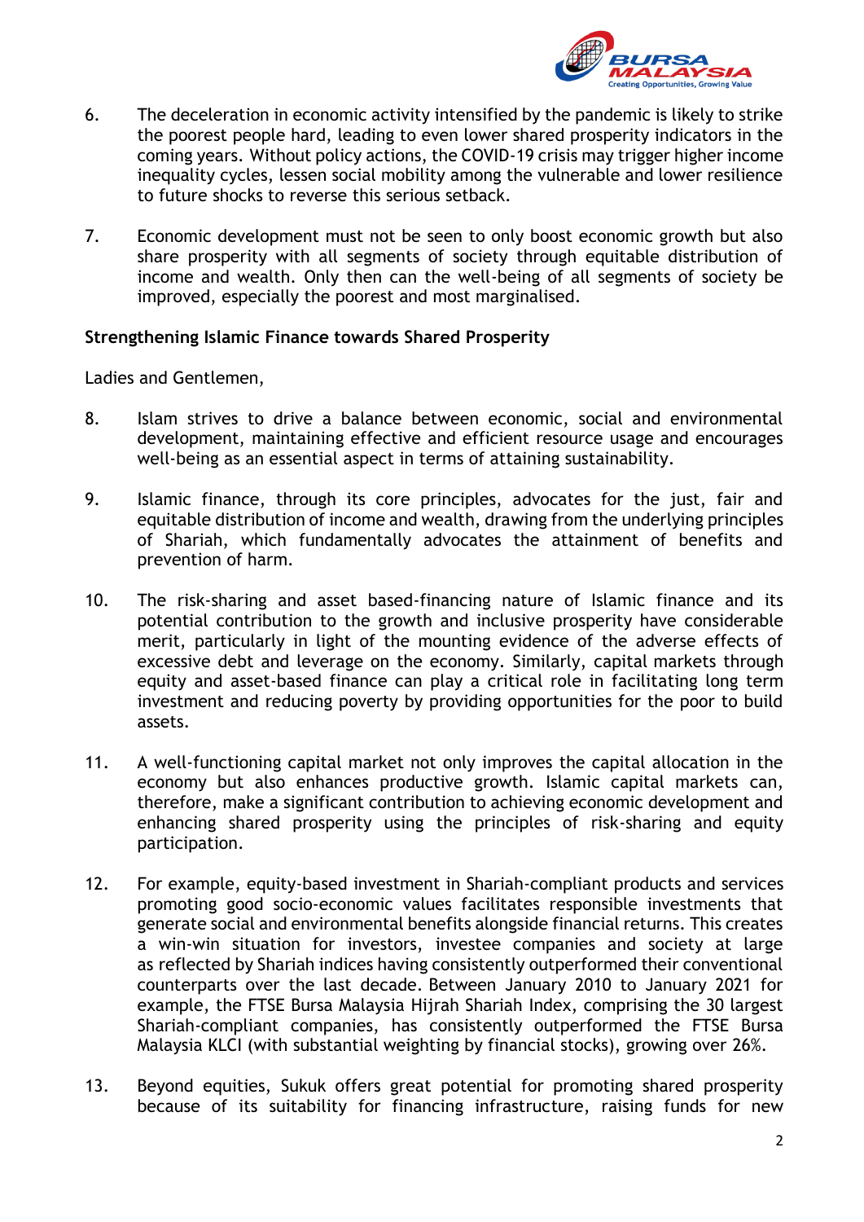6. The deceleration in economic activity intensified by the pandemic is likely to strike the poorest people hard, leading to even lower shared prosperity indicators in the coming years. Without policy actions, the COVID-19 crisis may trigger higher income inequality cycles, lessen social mobility among the vulnerable and lower resilience to future shocks to reverse this serious setback.

7. Economic development must not be seen to only boost economic growth but also share prosperity with all segments of society through equitable distribution of income and wealth. Only then can the well-being of all segments of society be improved, especially the poorest and most marginalised.

**Strengthening Islamic Finance towards Shared Prosperity**

Ladies and Gentlemen,

8. Islam strives to drive a balance between economic, social and environmental development, maintaining effective and efficient resource usage and encourages well-being as an essential aspect in terms of attaining sustainability.

9. Islamic finance, through its core principles, advocates for the just, fair and equitable distribution of income and wealth, drawing from the underlying principles of Shariah, which fundamentally advocates the attainment of benefits and prevention of harm.

10. The risk-sharing and asset based-financing nature of Islamic finance and its potential contribution to the growth and inclusive prosperity have considerable merit, particularly in light of the mounting evidence of the adverse effects of excessive debt and leverage on the economy. Similarly, capital markets through equity and asset-based finance can play a critical role in facilitating long term investment and reducing poverty by providing opportunities for the poor to build assets.

11. A well-functioning capital market not only improves the capital allocation in the economy but also enhances productive growth. Islamic capital markets can, therefore, make a significant contribution to achieving economic development and enhancing shared prosperity using the principles of risk-sharing and equity participation.

12. For example, equity-based investment in Shariah-compliant products and services promoting good socio-economic values facilitates responsible investments that generate social and environmental benefits alongside financial returns. This creates a win-win situation for investors, investee companies and society at large as reflected by Shariah indices having consistently outperformed their conventional counterparts over the last decade. Between January 2010 to January 2021 for example, the FTSE Bursa Malaysia Hijrah Shariah Index, comprising the 30 largest Shariah-compliant companies, has consistently outperformed the FTSE Bursa Malaysia KLCI (with substantial weighting by financial stocks), growing over 26%.

13. Beyond equities, Sukuk offers great potential for promoting shared prosperity because of its suitability for financing infrastructure, raising funds for new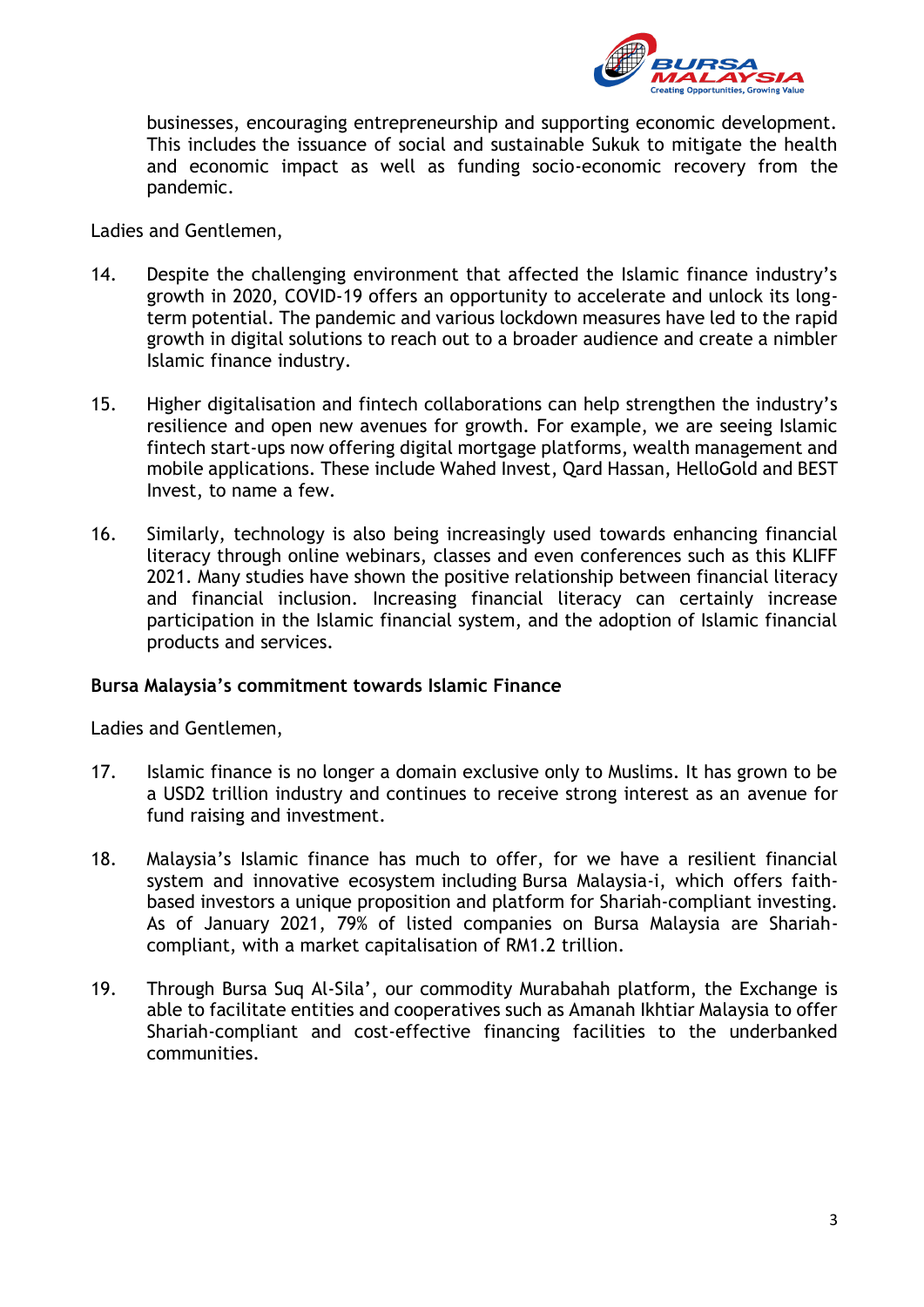businesses, encouraging entrepreneurship and supporting economic development. This includes the issuance of social and sustainable Sukuk to mitigate the health and economic impact as well as funding socio-economic recovery from the pandemic.

Ladies and Gentlemen,

14. Despite the challenging environment that affected the Islamic finance industry's growth in 2020, COVID-19 offers an opportunity to accelerate and unlock its long-term potential. The pandemic and various lockdown measures have led to the rapid growth in digital solutions to reach out to a broader audience and create a nimbler Islamic finance industry.

15. Higher digitalisation and fintech collaborations can help strengthen the industry's resilience and open new avenues for growth. For example, we are seeing Islamic fintech start-ups now offering digital mortgage platforms, wealth management and mobile applications. These include Wahed Invest, Qard Hassan, HelloGold and BEST Invest, to name a few.

16. Similarly, technology is also being increasingly used towards enhancing financial literacy through online webinars, classes and even conferences such as this KLIFF 2021. Many studies have shown the positive relationship between financial literacy and financial inclusion. Increasing financial literacy can certainly increase participation in the Islamic financial system, and the adoption of Islamic financial products and services.

**Bursa Malaysia's commitment towards Islamic Finance**

Ladies and Gentlemen,

17. Islamic finance is no longer a domain exclusive only to Muslims. It has grown to be a USD2 trillion industry and continues to receive strong interest as an avenue for fund raising and investment.

18. Malaysia's Islamic finance has much to offer, for we have a resilient financial system and innovative ecosystem including Bursa Malaysia-i, which offers faith-based investors a unique proposition and platform for Shariah-compliant investing. As of January 2021, 79% of listed companies on Bursa Malaysia are Shariah-compliant, with a market capitalisation of RM1.2 trillion.

19. Through Bursa Suq Al-Sila', our commodity Murabahah platform, the Exchange is able to facilitate entities and cooperatives such as Amanah Ikhtiar Malaysia to offer Shariah-compliant and cost-effective financing facilities to the underbanked communities.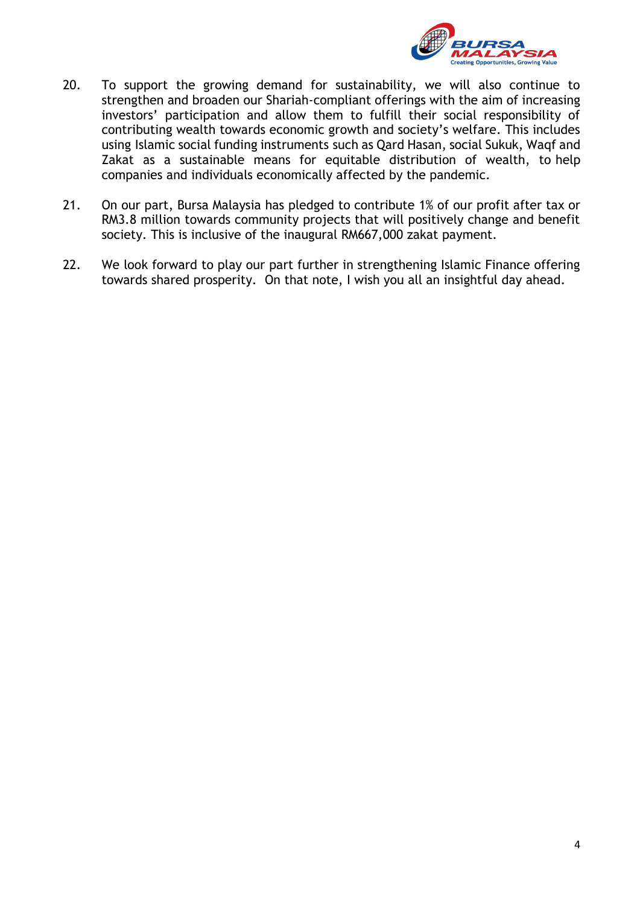20. To support the growing demand for sustainability, we will also continue to strengthen and broaden our Shariah-compliant offerings with the aim of increasing investors' participation and allow them to fulfill their social responsibility of contributing wealth towards economic growth and society's welfare. This includes using Islamic social funding instruments such as Qard Hasan, social Sukuk, Waqf and Zakat as a sustainable means for equitable distribution of wealth, to help companies and individuals economically affected by the pandemic.

21. On our part, Bursa Malaysia has pledged to contribute 1% of our profit after tax or RM3.8 million towards community projects that will positively change and benefit society. This is inclusive of the inaugural RM667,000 zakat payment.

22. We look forward to play our part further in strengthening Islamic Finance offering towards shared prosperity. On that note, I wish you all an insightful day ahead.